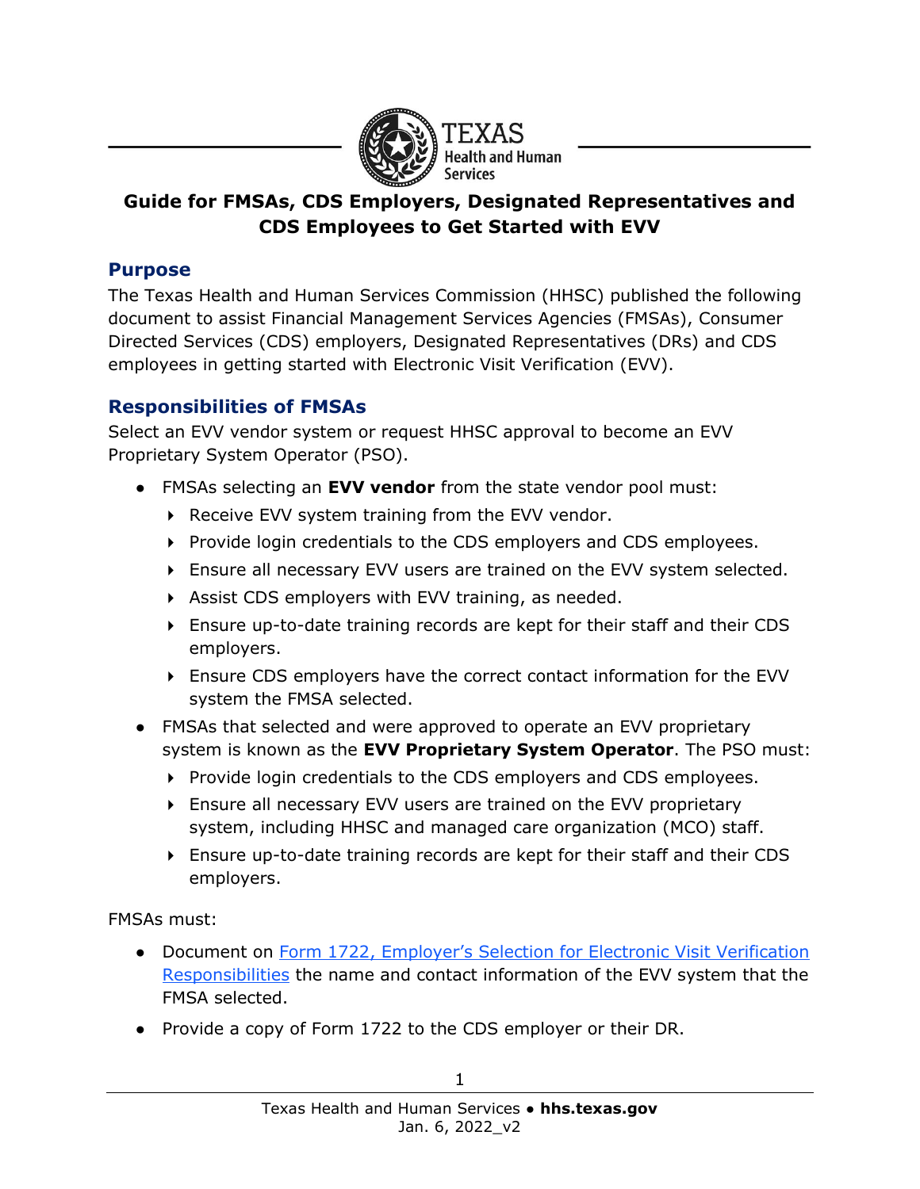# Guide for FMSAs, CDS Employers, Designated Representatives and CDS Employees to Get Started with EVV

## Purpose

The Texas Health and Human Services Commission (HHSC) published the following document to assist Financial Management Services Agencies (FMSAs), Consumer Directed Services (CDS) employers, Designated Representatives (DRs) and CDS employees in getting started with Electronic Visit Verification (EVV).

## Responsibilities of FMSAs

Select an EVV vendor system or request HHSC approval to become an EVV Proprietary System Operator (PSO).

- FMSAs selecting an **EVV vendor** from the state vendor pool must:
  - Receive EVV system training from the EVV vendor.
  - Provide login credentials to the CDS employers and CDS employees.
  - Ensure all necessary EVV users are trained on the EVV system selected.
  - Assist CDS employers with EVV training, as needed.
  - Ensure up-to-date training records are kept for their staff and their CDS employers.
  - Ensure CDS employers have the correct contact information for the EVV system the FMSA selected.
- FMSAs that selected and were approved to operate an EVV proprietary system is known as the **EVV Proprietary System Operator**. The PSO must:
  - Provide login credentials to the CDS employers and CDS employees.
  - Ensure all necessary EVV users are trained on the EVV proprietary system, including HHSC and managed care organization (MCO) staff.
  - Ensure up-to-date training records are kept for their staff and their CDS employers.

FMSAs must:

- Document on [Form 1722, Employer's Selection for Electronic Visit Verification Responsibilities]() the name and contact information of the EVV system that the FMSA selected.
- Provide a copy of Form 1722 to the CDS employer or their DR.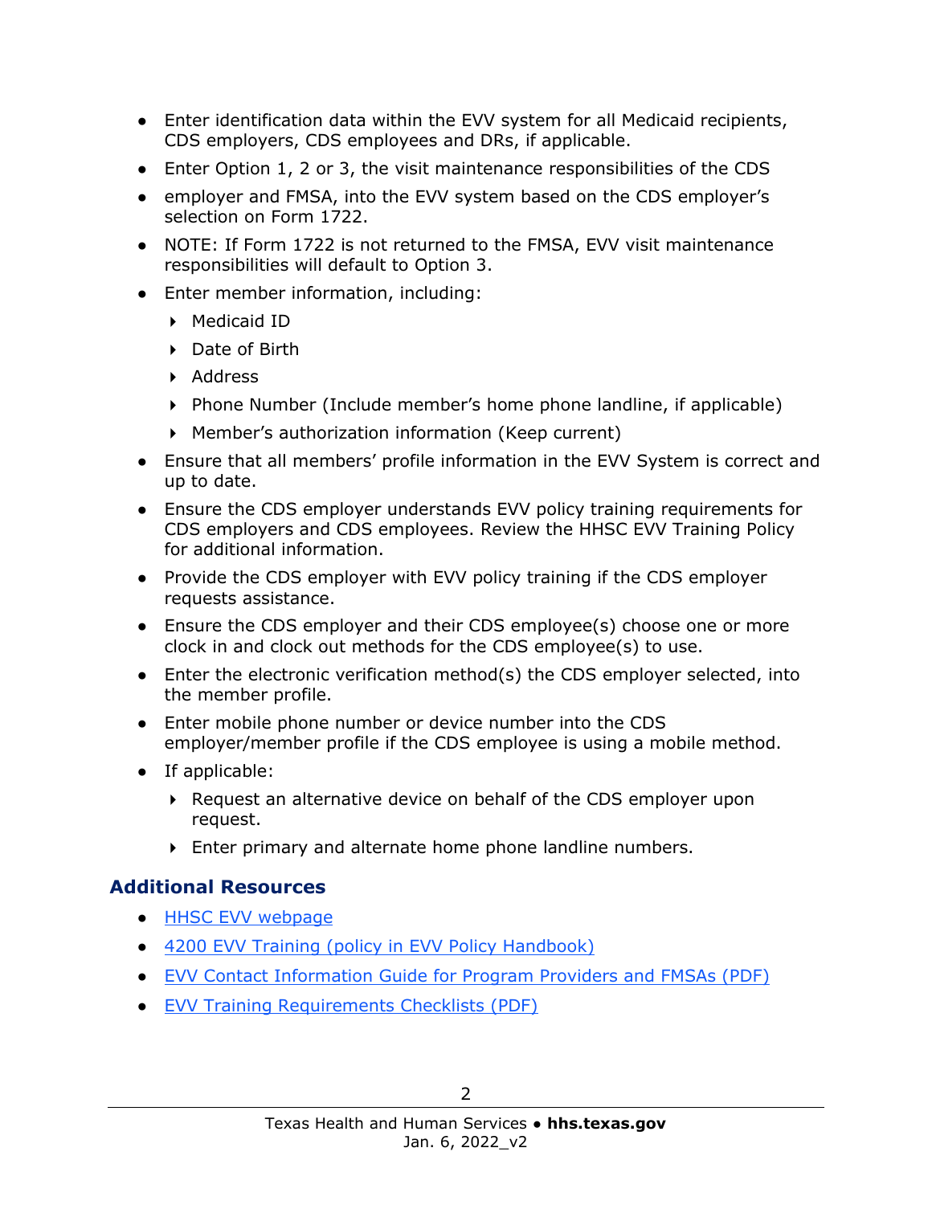- Enter identification data within the EVV system for all Medicaid recipients, CDS employers, CDS employees and DRs, if applicable.
- Enter Option 1, 2 or 3, the visit maintenance responsibilities of the CDS
- employer and FMSA, into the EVV system based on the CDS employer's selection on Form 1722.
- NOTE: If Form 1722 is not returned to the FMSA, EVV visit maintenance responsibilities will default to Option 3.
- Enter member information, including:
  - Medicaid ID
  - Date of Birth
  - Address
  - Phone Number (Include member's home phone landline, if applicable)
  - Member's authorization information (Keep current)
- Ensure that all members' profile information in the EVV System is correct and up to date.
- Ensure the CDS employer understands EVV policy training requirements for CDS employers and CDS employees. Review the HHSC EVV Training Policy for additional information.
- Provide the CDS employer with EVV policy training if the CDS employer requests assistance.
- Ensure the CDS employer and their CDS employee(s) choose one or more clock in and clock out methods for the CDS employee(s) to use.
- Enter the electronic verification method(s) the CDS employer selected, into the member profile.
- Enter mobile phone number or device number into the CDS employer/member profile if the CDS employee is using a mobile method.
- If applicable:
  - Request an alternative device on behalf of the CDS employer upon request.
  - Enter primary and alternate home phone landline numbers.

## Additional Resources

- HHSC EVV webpage
- 4200 EVV Training (policy in EVV Policy Handbook)
- EVV Contact Information Guide for Program Providers and FMSAs (PDF)
- EVV Training Requirements Checklists (PDF)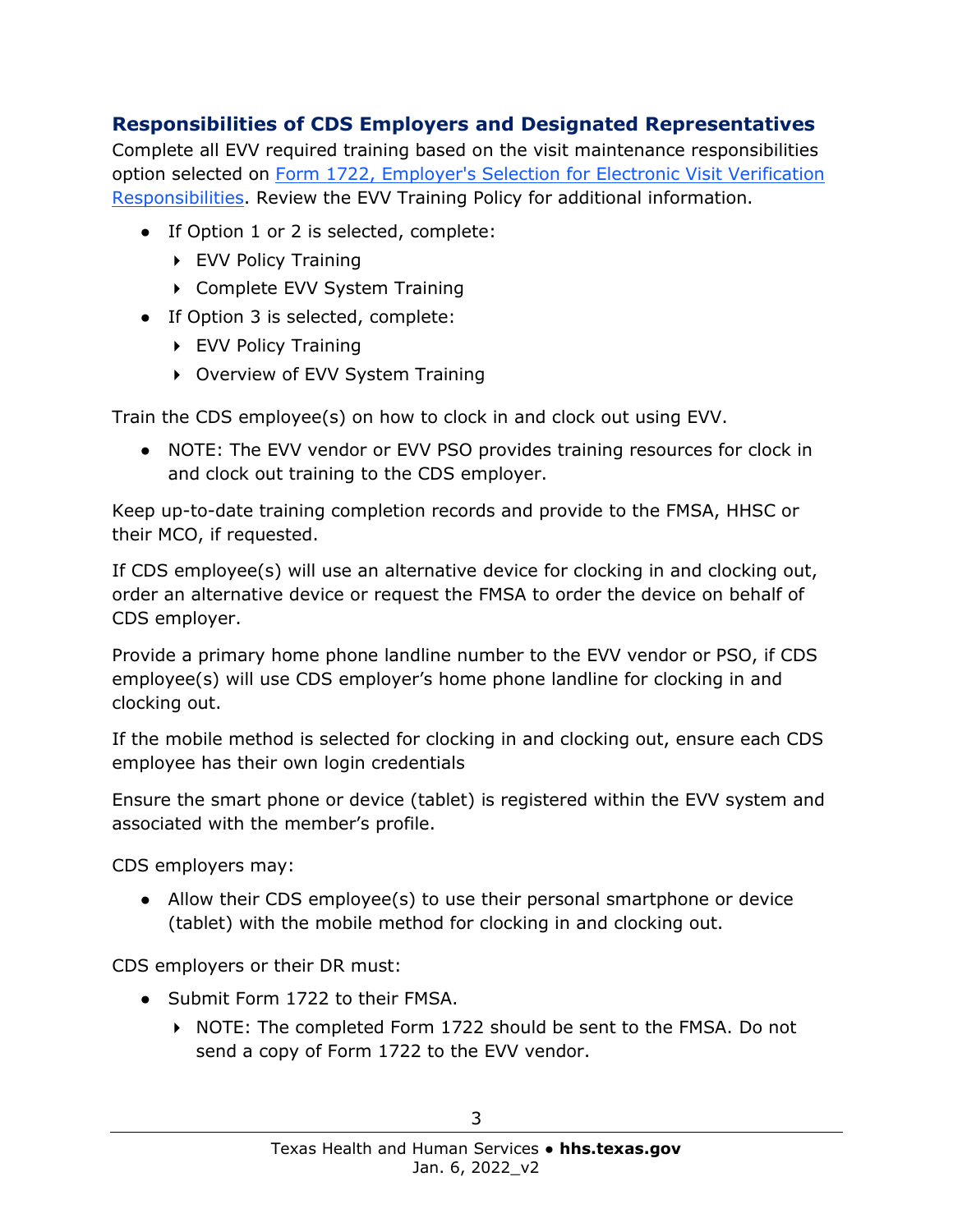## Responsibilities of CDS Employers and Designated Representatives

Complete all EVV required training based on the visit maintenance responsibilities option selected on [Form 1722, Employer's Selection for Electronic Visit Verification Responsibilities](). Review the EVV Training Policy for additional information.

- If Option 1 or 2 is selected, complete:
  - EVV Policy Training
  - Complete EVV System Training
- If Option 3 is selected, complete:
  - EVV Policy Training
  - Overview of EVV System Training

Train the CDS employee(s) on how to clock in and clock out using EVV.

- NOTE: The EVV vendor or EVV PSO provides training resources for clock in and clock out training to the CDS employer.

Keep up-to-date training completion records and provide to the FMSA, HHSC or their MCO, if requested.

If CDS employee(s) will use an alternative device for clocking in and clocking out, order an alternative device or request the FMSA to order the device on behalf of CDS employer.

Provide a primary home phone landline number to the EVV vendor or PSO, if CDS employee(s) will use CDS employer's home phone landline for clocking in and clocking out.

If the mobile method is selected for clocking in and clocking out, ensure each CDS employee has their own login credentials

Ensure the smart phone or device (tablet) is registered within the EVV system and associated with the member's profile.

CDS employers may:

- Allow their CDS employee(s) to use their personal smartphone or device (tablet) with the mobile method for clocking in and clocking out.

CDS employers or their DR must:

- Submit Form 1722 to their FMSA.
  - NOTE: The completed Form 1722 should be sent to the FMSA. Do not send a copy of Form 1722 to the EVV vendor.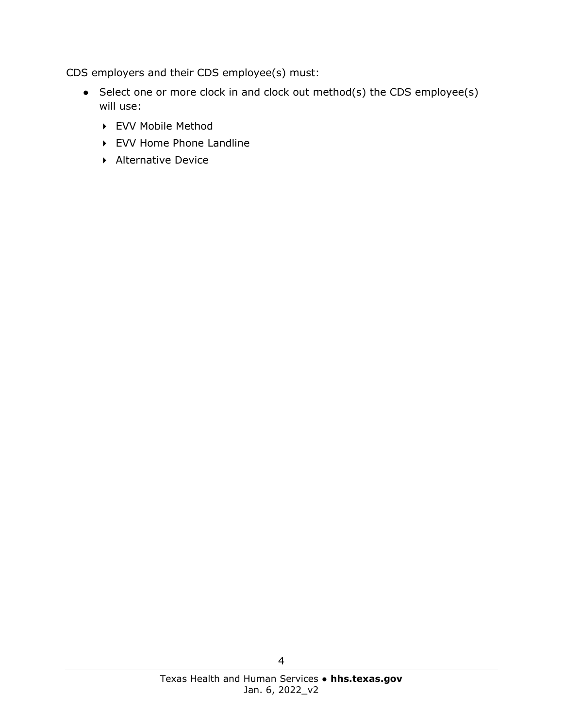CDS employers and their CDS employee(s) must:

- Select one or more clock in and clock out method(s) the CDS employee(s) will use:
  - EVV Mobile Method
  - EVV Home Phone Landline
  - Alternative Device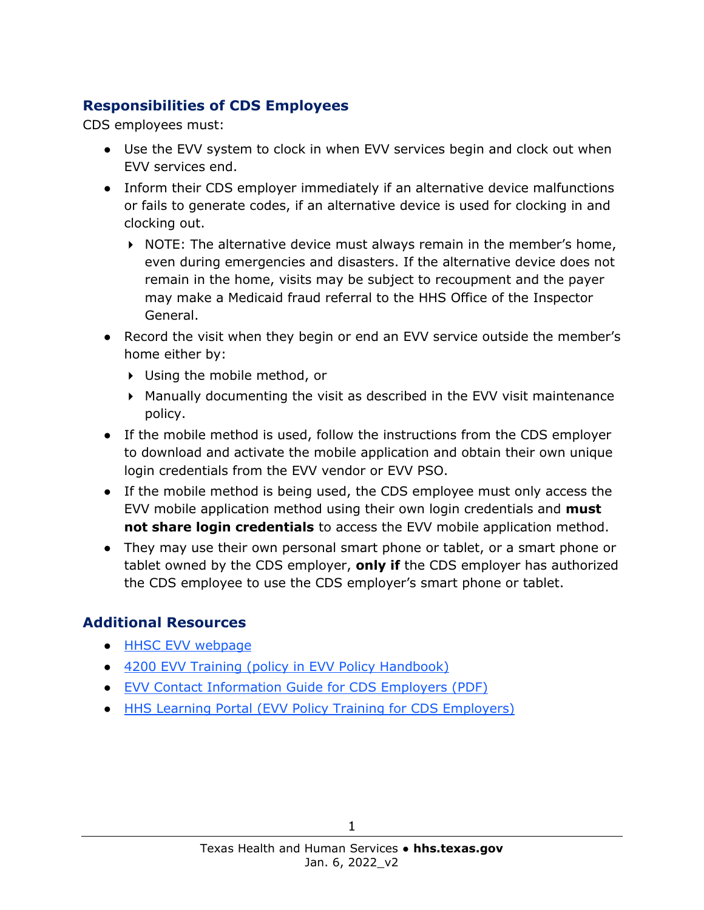## Responsibilities of CDS Employees

CDS employees must:

- Use the EVV system to clock in when EVV services begin and clock out when EVV services end.
- Inform their CDS employer immediately if an alternative device malfunctions or fails to generate codes, if an alternative device is used for clocking in and clocking out.
  - NOTE: The alternative device must always remain in the member's home, even during emergencies and disasters. If the alternative device does not remain in the home, visits may be subject to recoupment and the payer may make a Medicaid fraud referral to the HHS Office of the Inspector General.
- Record the visit when they begin or end an EVV service outside the member's home either by:
  - Using the mobile method, or
  - Manually documenting the visit as described in the EVV visit maintenance policy.
- If the mobile method is used, follow the instructions from the CDS employer to download and activate the mobile application and obtain their own unique login credentials from the EVV vendor or EVV PSO.
- If the mobile method is being used, the CDS employee must only access the EVV mobile application method using their own login credentials and **must not share login credentials** to access the EVV mobile application method.
- They may use their own personal smart phone or tablet, or a smart phone or tablet owned by the CDS employer, **only if** the CDS employer has authorized the CDS employee to use the CDS employer's smart phone or tablet.

## Additional Resources

- HHSC EVV webpage
- 4200 EVV Training (policy in EVV Policy Handbook)
- EVV Contact Information Guide for CDS Employers (PDF)
- HHS Learning Portal (EVV Policy Training for CDS Employers)